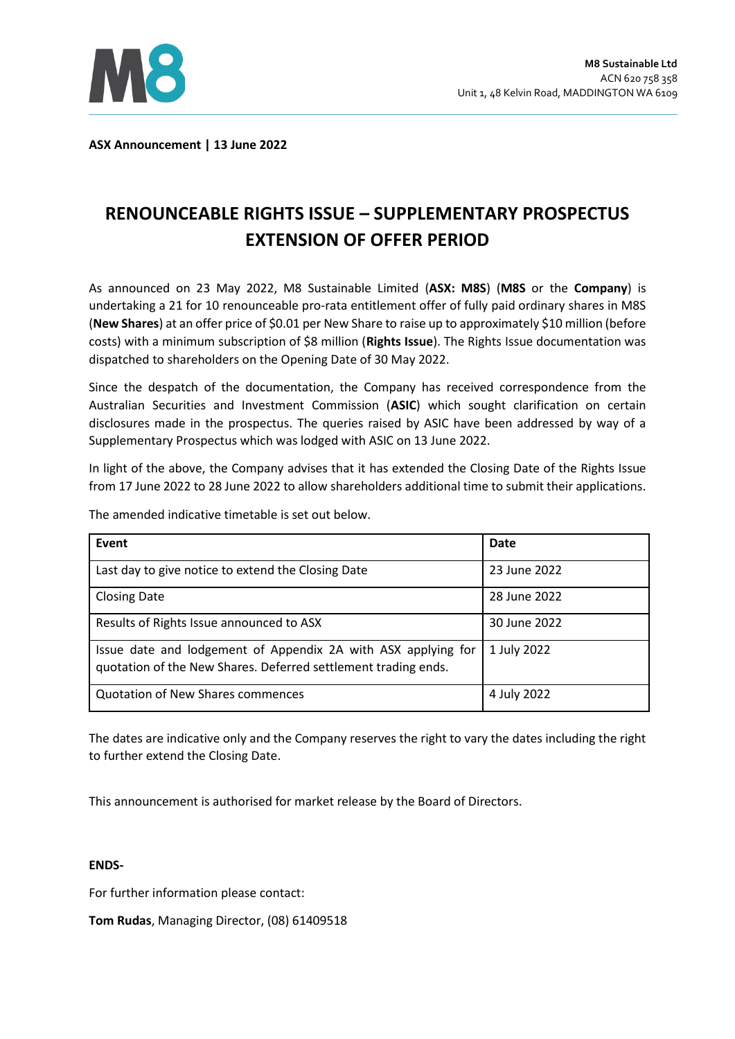M8 Sustainable Ltd
ACN 620 758 358
Unit 1, 48 Kelvin Road, MADDINGTON WA 6109

**ASX Announcement | 13 June 2022**

# RENOUNCEABLE RIGHTS ISSUE – SUPPLEMENTARY PROSPECTUS EXTENSION OF OFFER PERIOD

As announced on 23 May 2022, M8 Sustainable Limited (**ASX: M8S**) (**M8S** or the **Company**) is undertaking a 21 for 10 renounceable pro-rata entitlement offer of fully paid ordinary shares in M8S (**New Shares**) at an offer price of $0.01 per New Share to raise up to approximately $10 million (before costs) with a minimum subscription of $8 million (**Rights Issue**). The Rights Issue documentation was dispatched to shareholders on the Opening Date of 30 May 2022.

Since the despatch of the documentation, the Company has received correspondence from the Australian Securities and Investment Commission (**ASIC**) which sought clarification on certain disclosures made in the prospectus. The queries raised by ASIC have been addressed by way of a Supplementary Prospectus which was lodged with ASIC on 13 June 2022.

In light of the above, the Company advises that it has extended the Closing Date of the Rights Issue from 17 June 2022 to 28 June 2022 to allow shareholders additional time to submit their applications.

The amended indicative timetable is set out below.

| Event | Date |
|---|---|
| Last day to give notice to extend the Closing Date | 23 June 2022 |
| Closing Date | 28 June 2022 |
| Results of Rights Issue announced to ASX | 30 June 2022 |
| Issue date and lodgement of Appendix 2A with ASX applying for quotation of the New Shares. Deferred settlement trading ends. | 1 July 2022 |
| Quotation of New Shares commences | 4 July 2022 |

The dates are indicative only and the Company reserves the right to vary the dates including the right to further extend the Closing Date.

This announcement is authorised for market release by the Board of Directors.

**ENDS-**

For further information please contact:

**Tom Rudas**, Managing Director, (08) 61409518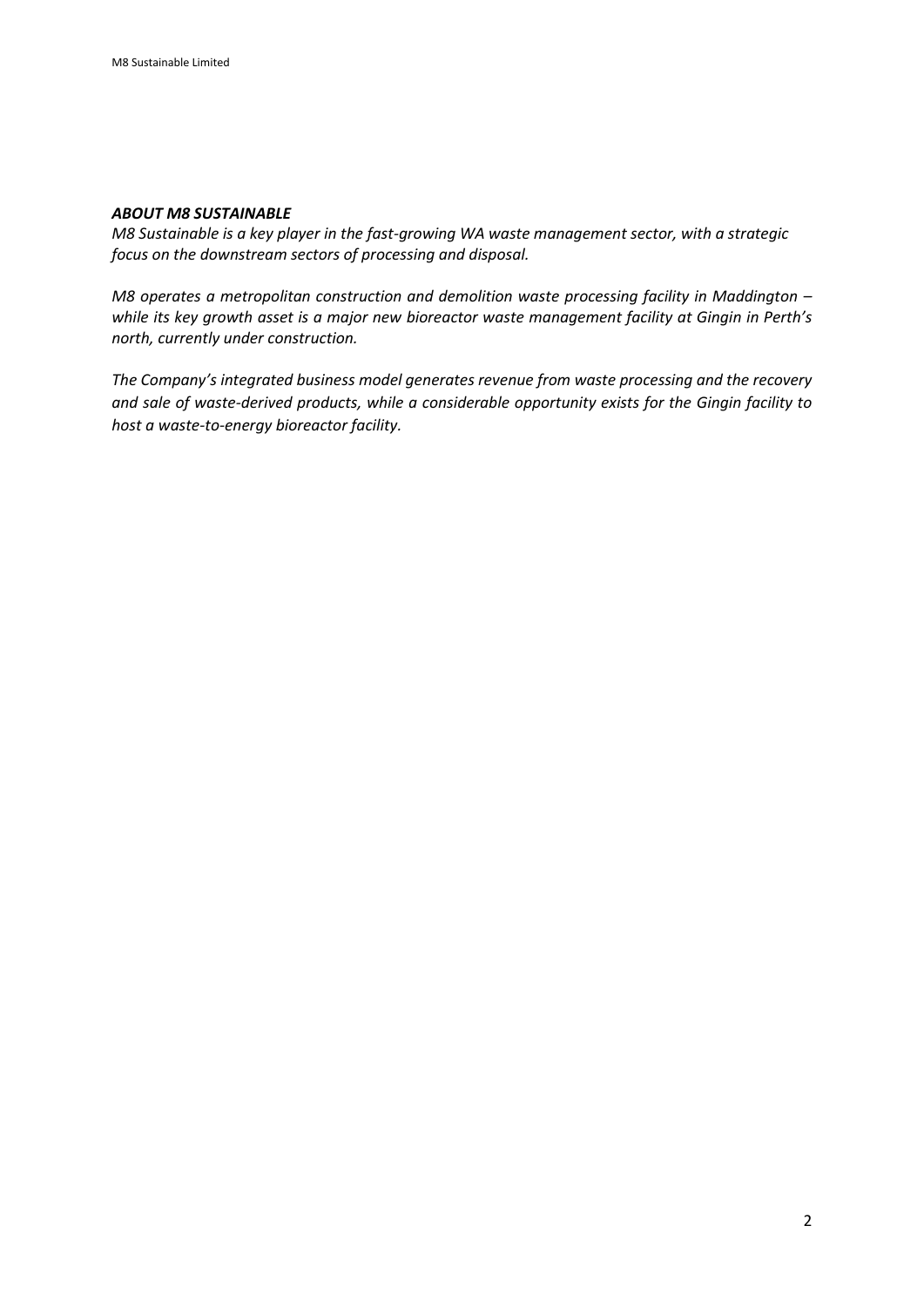***ABOUT M8 SUSTAINABLE***

*M8 Sustainable is a key player in the fast-growing WA waste management sector, with a strategic focus on the downstream sectors of processing and disposal.*

*M8 operates a metropolitan construction and demolition waste processing facility in Maddington – while its key growth asset is a major new bioreactor waste management facility at Gingin in Perth's north, currently under construction.*

*The Company's integrated business model generates revenue from waste processing and the recovery and sale of waste-derived products, while a considerable opportunity exists for the Gingin facility to host a waste-to-energy bioreactor facility.*